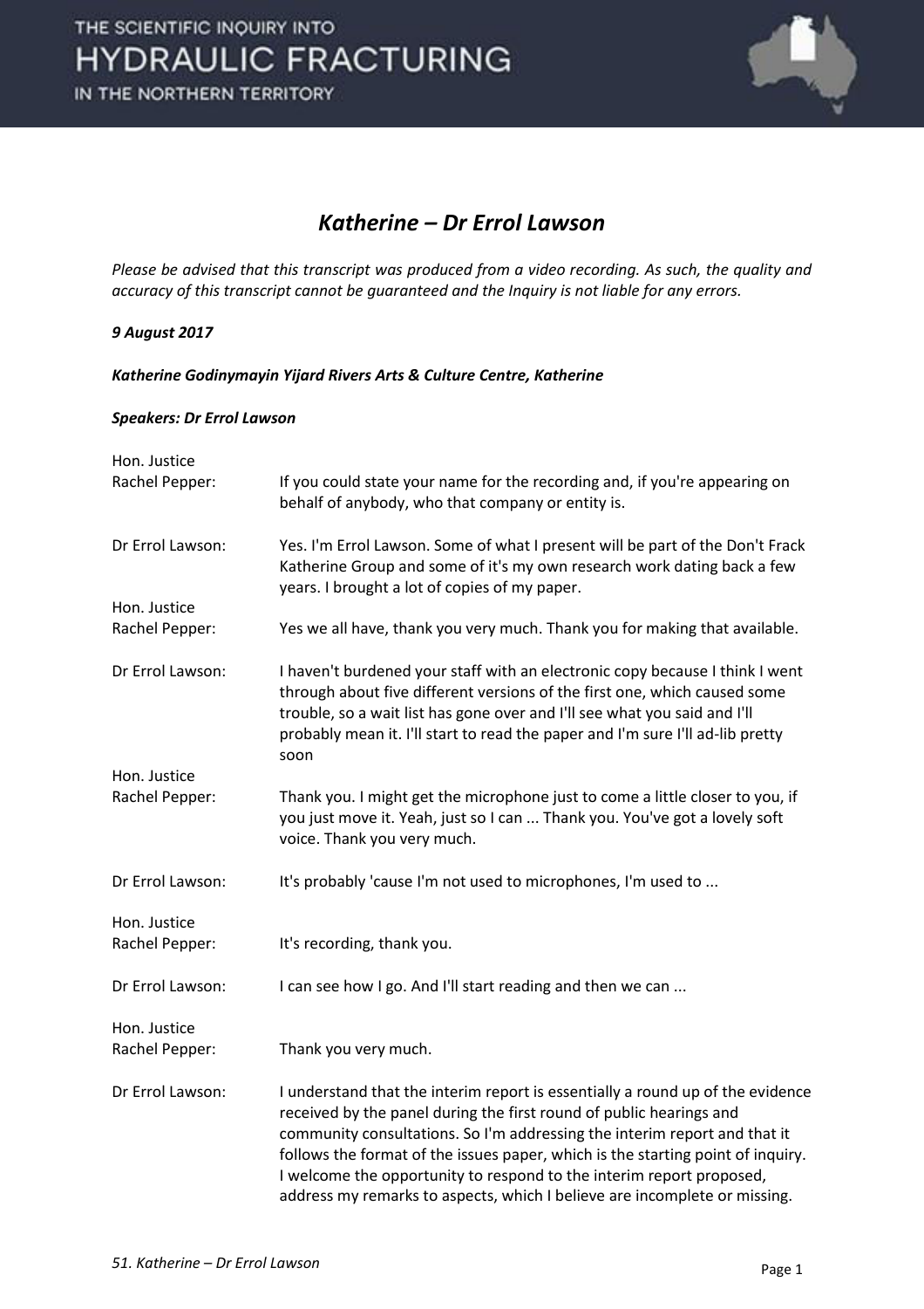# Katherine – Dr Errol Lawson

*Please be advised that this transcript was produced from a video recording. As such, the quality and accuracy of this transcript cannot be guaranteed and the Inquiry is not liable for any errors.*

***9 August 2017***

***Katherine Godinymayin Yijard Rivers Arts & Culture Centre, Katherine***

***Speakers: Dr Errol Lawson***

| | |
|---|---|
| Hon. Justice Rachel Pepper: | If you could state your name for the recording and, if you're appearing on behalf of anybody, who that company or entity is. |
| Dr Errol Lawson: | Yes. I'm Errol Lawson. Some of what I present will be part of the Don't Frack Katherine Group and some of it's my own research work dating back a few years. I brought a lot of copies of my paper. |
| Hon. Justice Rachel Pepper: | Yes we all have, thank you very much. Thank you for making that available. |
| Dr Errol Lawson: | I haven't burdened your staff with an electronic copy because I think I went through about five different versions of the first one, which caused some trouble, so a wait list has gone over and I'll see what you said and I'll probably mean it. I'll start to read the paper and I'm sure I'll ad-lib pretty soon |
| Hon. Justice Rachel Pepper: | Thank you. I might get the microphone just to come a little closer to you, if you just move it. Yeah, just so I can ... Thank you. You've got a lovely soft voice. Thank you very much. |
| Dr Errol Lawson: | It's probably 'cause I'm not used to microphones, I'm used to ... |
| Hon. Justice Rachel Pepper: | It's recording, thank you. |
| Dr Errol Lawson: | I can see how I go. And I'll start reading and then we can ... |
| Hon. Justice Rachel Pepper: | Thank you very much. |
| Dr Errol Lawson: | I understand that the interim report is essentially a round up of the evidence received by the panel during the first round of public hearings and community consultations. So I'm addressing the interim report and that it follows the format of the issues paper, which is the starting point of inquiry. I welcome the opportunity to respond to the interim report proposed, address my remarks to aspects, which I believe are incomplete or missing. |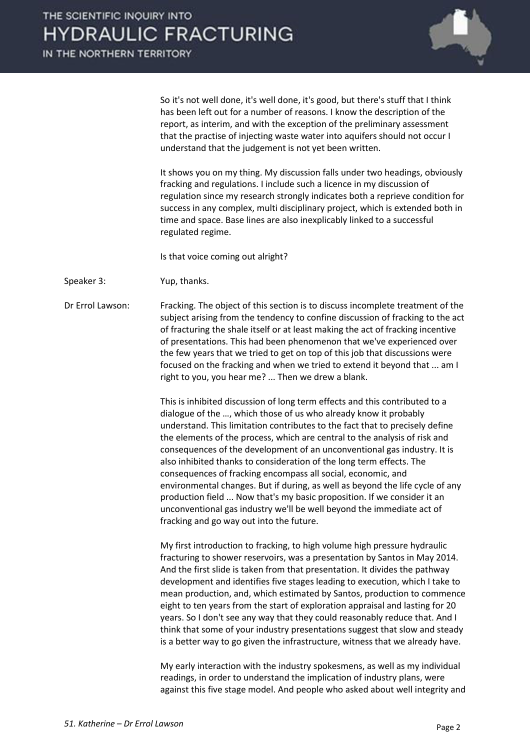So it's not well done, it's well done, it's good, but there's stuff that I think has been left out for a number of reasons. I know the description of the report, as interim, and with the exception of the preliminary assessment that the practise of injecting waste water into aquifers should not occur I understand that the judgement is not yet been written.

It shows you on my thing. My discussion falls under two headings, obviously fracking and regulations. I include such a licence in my discussion of regulation since my research strongly indicates both a reprieve condition for success in any complex, multi disciplinary project, which is extended both in time and space. Base lines are also inexplicably linked to a successful regulated regime.

Is that voice coming out alright?

Speaker 3: Yup, thanks.

Dr Errol Lawson: Fracking. The object of this section is to discuss incomplete treatment of the subject arising from the tendency to confine discussion of fracking to the act of fracturing the shale itself or at least making the act of fracking incentive of presentations. This had been phenomenon that we've experienced over the few years that we tried to get on top of this job that discussions were focused on the fracking and when we tried to extend it beyond that ... am I right to you, you hear me? ... Then we drew a blank.

This is inhibited discussion of long term effects and this contributed to a dialogue of the …, which those of us who already know it probably understand. This limitation contributes to the fact that to precisely define the elements of the process, which are central to the analysis of risk and consequences of the development of an unconventional gas industry. It is also inhibited thanks to consideration of the long term effects. The consequences of fracking encompass all social, economic, and environmental changes. But if during, as well as beyond the life cycle of any production field ... Now that's my basic proposition. If we consider it an unconventional gas industry we'll be well beyond the immediate act of fracking and go way out into the future.

My first introduction to fracking, to high volume high pressure hydraulic fracturing to shower reservoirs, was a presentation by Santos in May 2014. And the first slide is taken from that presentation. It divides the pathway development and identifies five stages leading to execution, which I take to mean production, and, which estimated by Santos, production to commence eight to ten years from the start of exploration appraisal and lasting for 20 years. So I don't see any way that they could reasonably reduce that. And I think that some of your industry presentations suggest that slow and steady is a better way to go given the infrastructure, witness that we already have.

My early interaction with the industry spokesmens, as well as my individual readings, in order to understand the implication of industry plans, were against this five stage model. And people who asked about well integrity and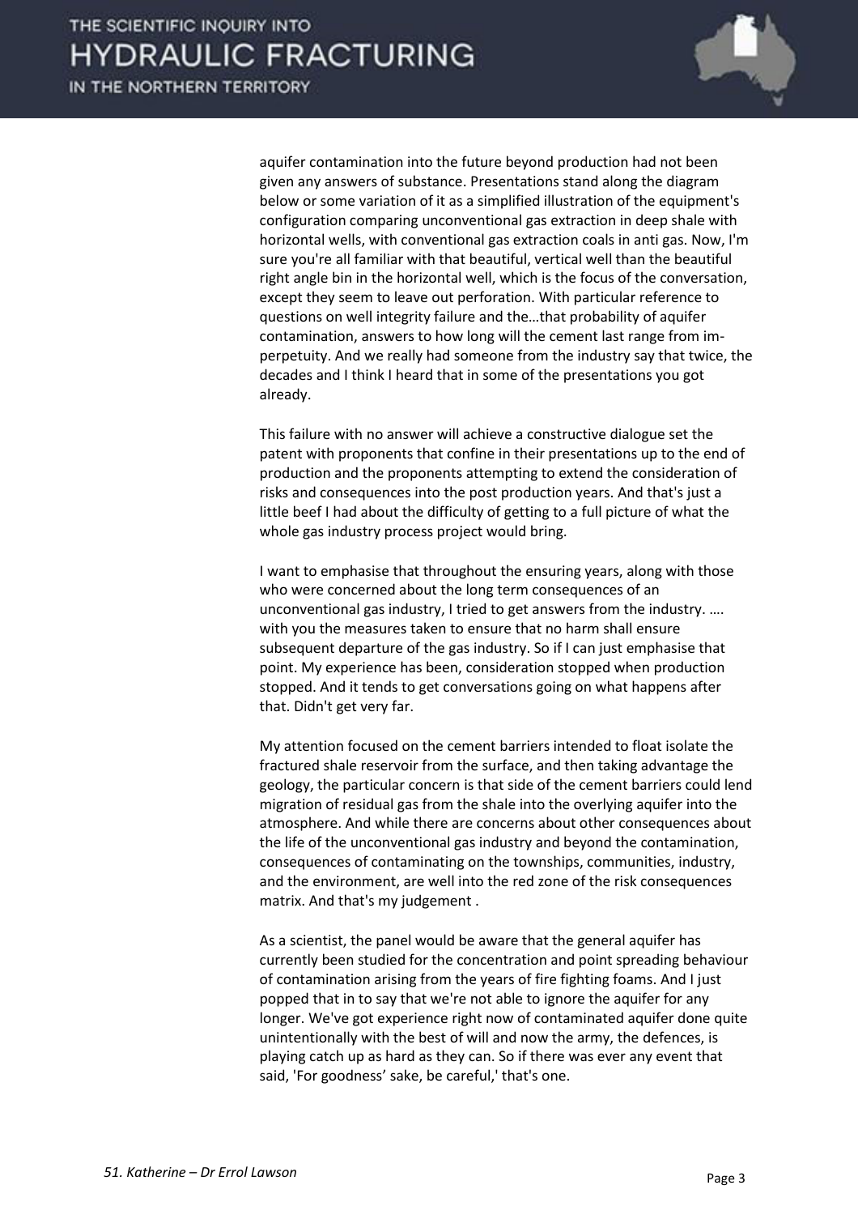aquifer contamination into the future beyond production had not been given any answers of substance. Presentations stand along the diagram below or some variation of it as a simplified illustration of the equipment's configuration comparing unconventional gas extraction in deep shale with horizontal wells, with conventional gas extraction coals in anti gas. Now, I'm sure you're all familiar with that beautiful, vertical well than the beautiful right angle bin in the horizontal well, which is the focus of the conversation, except they seem to leave out perforation. With particular reference to questions on well integrity failure and the…that probability of aquifer contamination, answers to how long will the cement last range from im-perpetuity. And we really had someone from the industry say that twice, the decades and I think I heard that in some of the presentations you got already.

This failure with no answer will achieve a constructive dialogue set the patent with proponents that confine in their presentations up to the end of production and the proponents attempting to extend the consideration of risks and consequences into the post production years. And that's just a little beef I had about the difficulty of getting to a full picture of what the whole gas industry process project would bring.

I want to emphasise that throughout the ensuring years, along with those who were concerned about the long term consequences of an unconventional gas industry, I tried to get answers from the industry. …. with you the measures taken to ensure that no harm shall ensure subsequent departure of the gas industry. So if I can just emphasise that point. My experience has been, consideration stopped when production stopped. And it tends to get conversations going on what happens after that. Didn't get very far.

My attention focused on the cement barriers intended to float isolate the fractured shale reservoir from the surface, and then taking advantage the geology, the particular concern is that side of the cement barriers could lend migration of residual gas from the shale into the overlying aquifer into the atmosphere. And while there are concerns about other consequences about the life of the unconventional gas industry and beyond the contamination, consequences of contaminating on the townships, communities, industry, and the environment, are well into the red zone of the risk consequences matrix. And that's my judgement .

As a scientist, the panel would be aware that the general aquifer has currently been studied for the concentration and point spreading behaviour of contamination arising from the years of fire fighting foams. And I just popped that in to say that we're not able to ignore the aquifer for any longer. We've got experience right now of contaminated aquifer done quite unintentionally with the best of will and now the army, the defences, is playing catch up as hard as they can. So if there was ever any event that said, 'For goodness' sake, be careful,' that's one.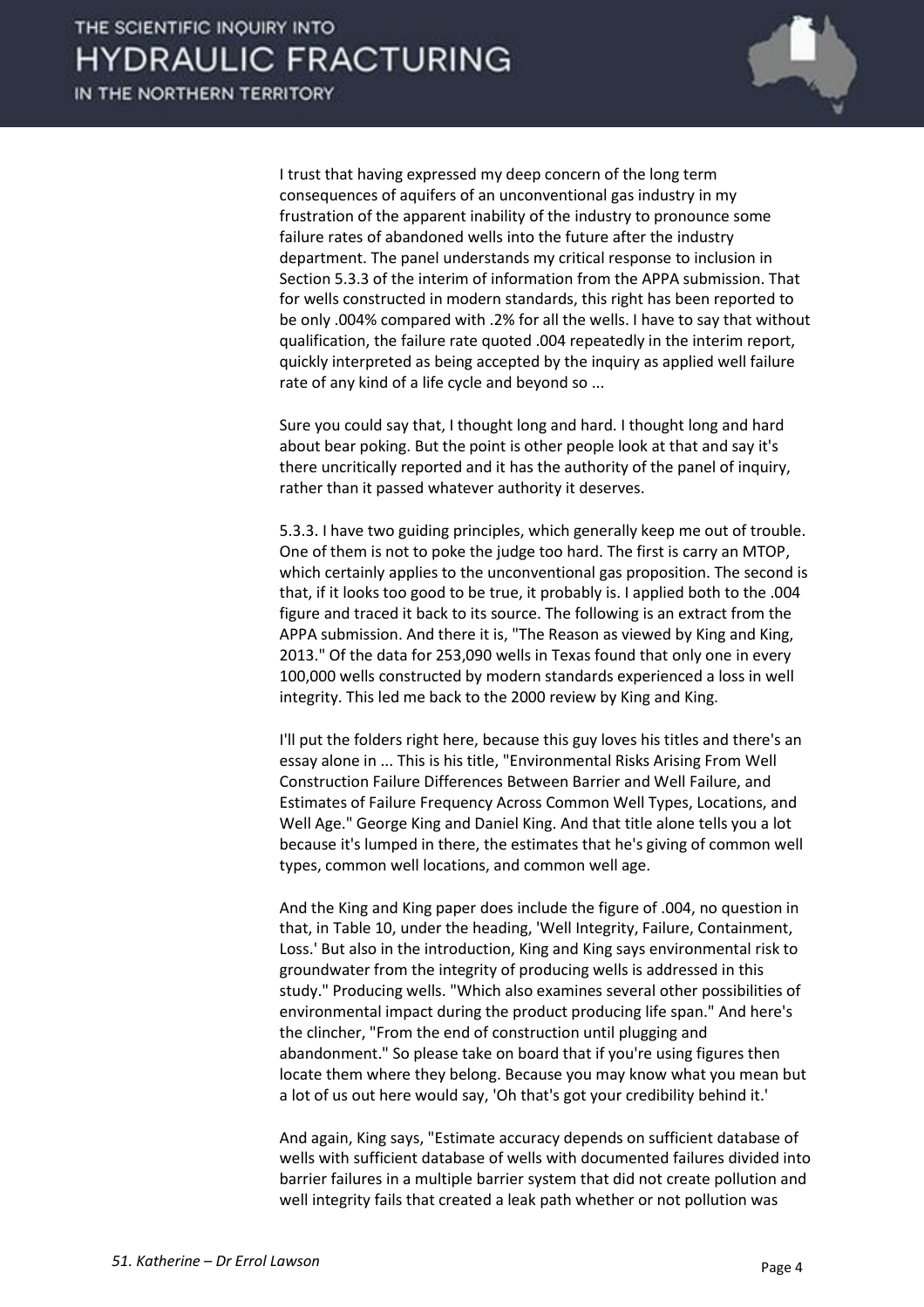I trust that having expressed my deep concern of the long term consequences of aquifers of an unconventional gas industry in my frustration of the apparent inability of the industry to pronounce some failure rates of abandoned wells into the future after the industry department. The panel understands my critical response to inclusion in Section 5.3.3 of the interim of information from the APPA submission. That for wells constructed in modern standards, this right has been reported to be only .004% compared with .2% for all the wells. I have to say that without qualification, the failure rate quoted .004 repeatedly in the interim report, quickly interpreted as being accepted by the inquiry as applied well failure rate of any kind of a life cycle and beyond so ...

Sure you could say that, I thought long and hard. I thought long and hard about bear poking. But the point is other people look at that and say it's there uncritically reported and it has the authority of the panel of inquiry, rather than it passed whatever authority it deserves.

5.3.3. I have two guiding principles, which generally keep me out of trouble. One of them is not to poke the judge too hard. The first is carry an MTOP, which certainly applies to the unconventional gas proposition. The second is that, if it looks too good to be true, it probably is. I applied both to the .004 figure and traced it back to its source. The following is an extract from the APPA submission. And there it is, "The Reason as viewed by King and King, 2013." Of the data for 253,090 wells in Texas found that only one in every 100,000 wells constructed by modern standards experienced a loss in well integrity. This led me back to the 2000 review by King and King.

I'll put the folders right here, because this guy loves his titles and there's an essay alone in ... This is his title, "Environmental Risks Arising From Well Construction Failure Differences Between Barrier and Well Failure, and Estimates of Failure Frequency Across Common Well Types, Locations, and Well Age." George King and Daniel King. And that title alone tells you a lot because it's lumped in there, the estimates that he's giving of common well types, common well locations, and common well age.

And the King and King paper does include the figure of .004, no question in that, in Table 10, under the heading, 'Well Integrity, Failure, Containment, Loss.' But also in the introduction, King and King says environmental risk to groundwater from the integrity of producing wells is addressed in this study." Producing wells. "Which also examines several other possibilities of environmental impact during the product producing life span." And here's the clincher, "From the end of construction until plugging and abandonment." So please take on board that if you're using figures then locate them where they belong. Because you may know what you mean but a lot of us out here would say, 'Oh that's got your credibility behind it.'

And again, King says, "Estimate accuracy depends on sufficient database of wells with sufficient database of wells with documented failures divided into barrier failures in a multiple barrier system that did not create pollution and well integrity fails that created a leak path whether or not pollution was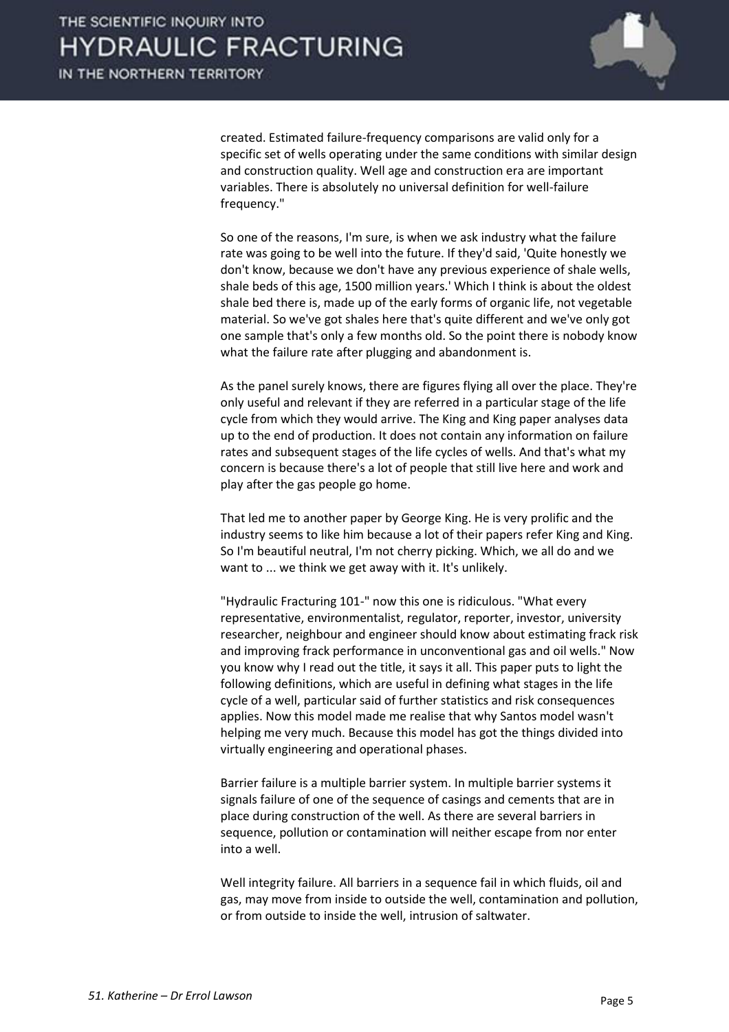created. Estimated failure-frequency comparisons are valid only for a specific set of wells operating under the same conditions with similar design and construction quality. Well age and construction era are important variables. There is absolutely no universal definition for well-failure frequency."

So one of the reasons, I'm sure, is when we ask industry what the failure rate was going to be well into the future. If they'd said, 'Quite honestly we don't know, because we don't have any previous experience of shale wells, shale beds of this age, 1500 million years.' Which I think is about the oldest shale bed there is, made up of the early forms of organic life, not vegetable material. So we've got shales here that's quite different and we've only got one sample that's only a few months old. So the point there is nobody know what the failure rate after plugging and abandonment is.

As the panel surely knows, there are figures flying all over the place. They're only useful and relevant if they are referred in a particular stage of the life cycle from which they would arrive. The King and King paper analyses data up to the end of production. It does not contain any information on failure rates and subsequent stages of the life cycles of wells. And that's what my concern is because there's a lot of people that still live here and work and play after the gas people go home.

That led me to another paper by George King. He is very prolific and the industry seems to like him because a lot of their papers refer King and King. So I'm beautiful neutral, I'm not cherry picking. Which, we all do and we want to ... we think we get away with it. It's unlikely.

"Hydraulic Fracturing 101-" now this one is ridiculous. "What every representative, environmentalist, regulator, reporter, investor, university researcher, neighbour and engineer should know about estimating frack risk and improving frack performance in unconventional gas and oil wells." Now you know why I read out the title, it says it all. This paper puts to light the following definitions, which are useful in defining what stages in the life cycle of a well, particular said of further statistics and risk consequences applies. Now this model made me realise that why Santos model wasn't helping me very much. Because this model has got the things divided into virtually engineering and operational phases.

Barrier failure is a multiple barrier system. In multiple barrier systems it signals failure of one of the sequence of casings and cements that are in place during construction of the well. As there are several barriers in sequence, pollution or contamination will neither escape from nor enter into a well.

Well integrity failure. All barriers in a sequence fail in which fluids, oil and gas, may move from inside to outside the well, contamination and pollution, or from outside to inside the well, intrusion of saltwater.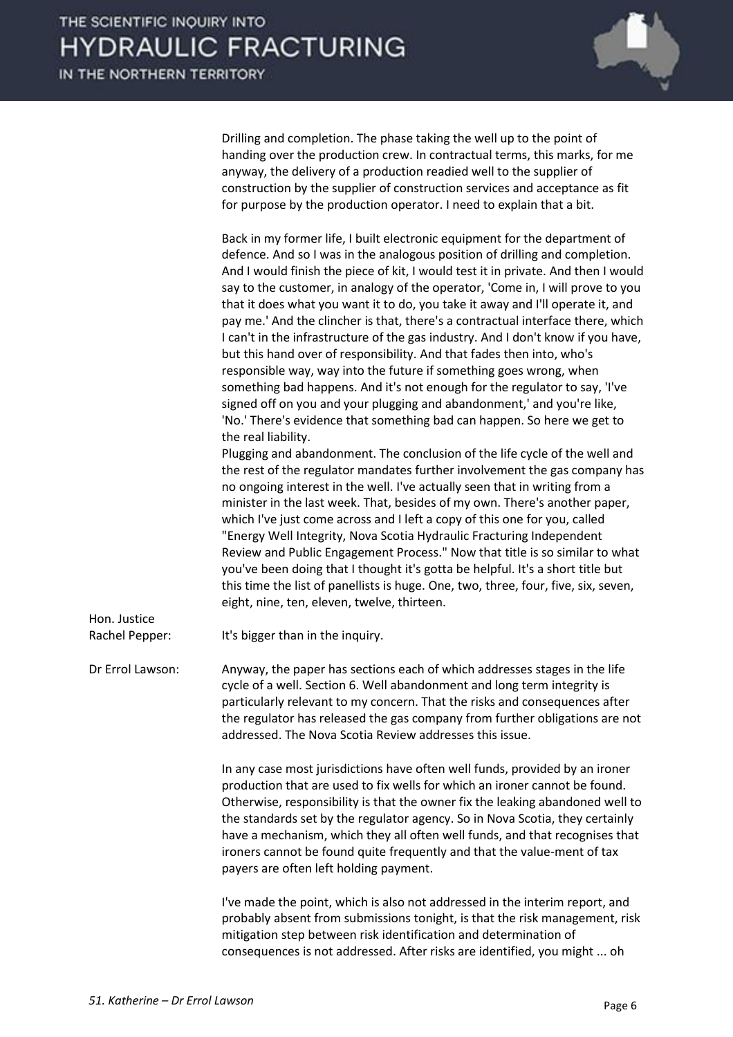Drilling and completion. The phase taking the well up to the point of handing over the production crew. In contractual terms, this marks, for me anyway, the delivery of a production readied well to the supplier of construction by the supplier of construction services and acceptance as fit for purpose by the production operator. I need to explain that a bit.

Back in my former life, I built electronic equipment for the department of defence. And so I was in the analogous position of drilling and completion. And I would finish the piece of kit, I would test it in private. And then I would say to the customer, in analogy of the operator, 'Come in, I will prove to you that it does what you want it to do, you take it away and I'll operate it, and pay me.' And the clincher is that, there's a contractual interface there, which I can't in the infrastructure of the gas industry. And I don't know if you have, but this hand over of responsibility. And that fades then into, who's responsible way, way into the future if something goes wrong, when something bad happens. And it's not enough for the regulator to say, 'I've signed off on you and your plugging and abandonment,' and you're like, 'No.' There's evidence that something bad can happen. So here we get to the real liability.

Plugging and abandonment. The conclusion of the life cycle of the well and the rest of the regulator mandates further involvement the gas company has no ongoing interest in the well. I've actually seen that in writing from a minister in the last week. That, besides of my own. There's another paper, which I've just come across and I left a copy of this one for you, called "Energy Well Integrity, Nova Scotia Hydraulic Fracturing Independent Review and Public Engagement Process." Now that title is so similar to what you've been doing that I thought it's gotta be helpful. It's a short title but this time the list of panellists is huge. One, two, three, four, five, six, seven, eight, nine, ten, eleven, twelve, thirteen.

**Hon. Justice Rachel Pepper:** It's bigger than in the inquiry.

**Dr Errol Lawson:** Anyway, the paper has sections each of which addresses stages in the life cycle of a well. Section 6. Well abandonment and long term integrity is particularly relevant to my concern. That the risks and consequences after the regulator has released the gas company from further obligations are not addressed. The Nova Scotia Review addresses this issue.

In any case most jurisdictions have often well funds, provided by an ironer production that are used to fix wells for which an ironer cannot be found. Otherwise, responsibility is that the owner fix the leaking abandoned well to the standards set by the regulator agency. So in Nova Scotia, they certainly have a mechanism, which they all often well funds, and that recognises that ironers cannot be found quite frequently and that the value-ment of tax payers are often left holding payment.

I've made the point, which is also not addressed in the interim report, and probably absent from submissions tonight, is that the risk management, risk mitigation step between risk identification and determination of consequences is not addressed. After risks are identified, you might ... oh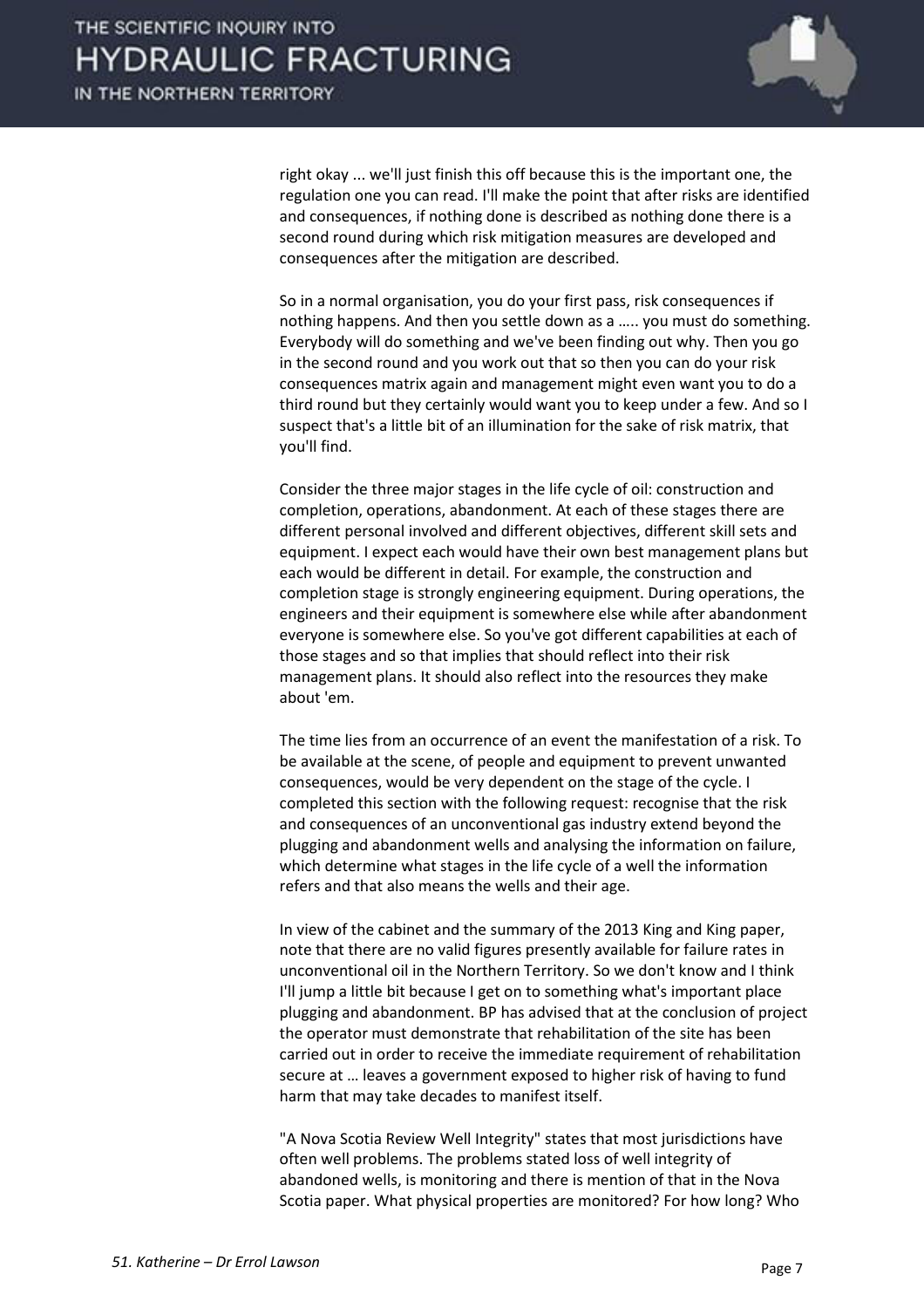right okay ... we'll just finish this off because this is the important one, the regulation one you can read. I'll make the point that after risks are identified and consequences, if nothing done is described as nothing done there is a second round during which risk mitigation measures are developed and consequences after the mitigation are described.

So in a normal organisation, you do your first pass, risk consequences if nothing happens. And then you settle down as a ….. you must do something. Everybody will do something and we've been finding out why. Then you go in the second round and you work out that so then you can do your risk consequences matrix again and management might even want you to do a third round but they certainly would want you to keep under a few. And so I suspect that's a little bit of an illumination for the sake of risk matrix, that you'll find.

Consider the three major stages in the life cycle of oil: construction and completion, operations, abandonment. At each of these stages there are different personal involved and different objectives, different skill sets and equipment. I expect each would have their own best management plans but each would be different in detail. For example, the construction and completion stage is strongly engineering equipment. During operations, the engineers and their equipment is somewhere else while after abandonment everyone is somewhere else. So you've got different capabilities at each of those stages and so that implies that should reflect into their risk management plans. It should also reflect into the resources they make about 'em.

The time lies from an occurrence of an event the manifestation of a risk. To be available at the scene, of people and equipment to prevent unwanted consequences, would be very dependent on the stage of the cycle. I completed this section with the following request: recognise that the risk and consequences of an unconventional gas industry extend beyond the plugging and abandonment wells and analysing the information on failure, which determine what stages in the life cycle of a well the information refers and that also means the wells and their age.

In view of the cabinet and the summary of the 2013 King and King paper, note that there are no valid figures presently available for failure rates in unconventional oil in the Northern Territory. So we don't know and I think I'll jump a little bit because I get on to something what's important place plugging and abandonment. BP has advised that at the conclusion of project the operator must demonstrate that rehabilitation of the site has been carried out in order to receive the immediate requirement of rehabilitation secure at … leaves a government exposed to higher risk of having to fund harm that may take decades to manifest itself.

"A Nova Scotia Review Well Integrity" states that most jurisdictions have often well problems. The problems stated loss of well integrity of abandoned wells, is monitoring and there is mention of that in the Nova Scotia paper. What physical properties are monitored? For how long? Who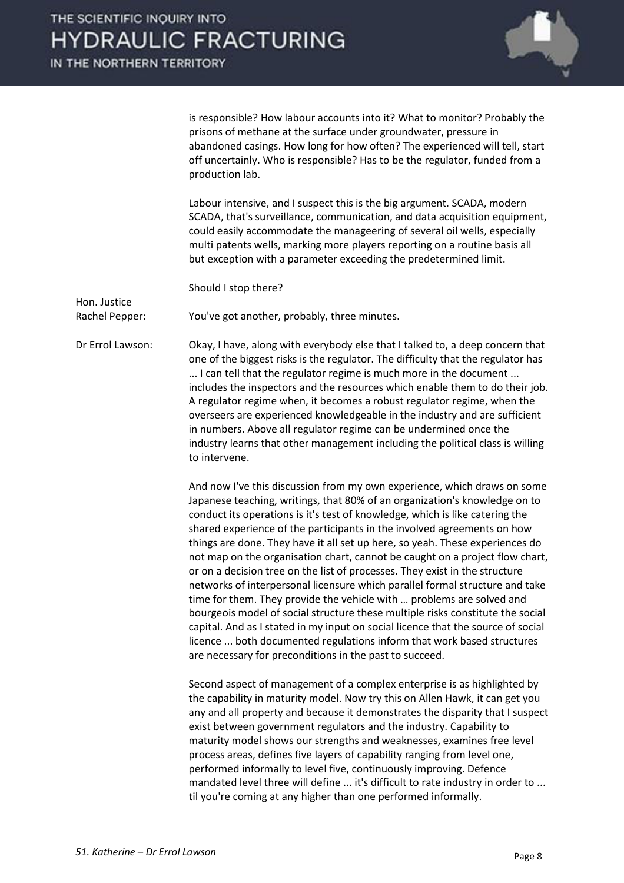is responsible? How labour accounts into it? What to monitor? Probably the prisons of methane at the surface under groundwater, pressure in abandoned casings. How long for how often? The experienced will tell, start off uncertainly. Who is responsible? Has to be the regulator, funded from a production lab.

Labour intensive, and I suspect this is the big argument. SCADA, modern SCADA, that's surveillance, communication, and data acquisition equipment, could easily accommodate the manageering of several oil wells, especially multi patents wells, marking more players reporting on a routine basis all but exception with a parameter exceeding the predetermined limit.

Should I stop there?

**Hon. Justice Rachel Pepper:** You've got another, probably, three minutes.

**Dr Errol Lawson:** Okay, I have, along with everybody else that I talked to, a deep concern that one of the biggest risks is the regulator. The difficulty that the regulator has ... I can tell that the regulator regime is much more in the document ... includes the inspectors and the resources which enable them to do their job. A regulator regime when, it becomes a robust regulator regime, when the overseers are experienced knowledgeable in the industry and are sufficient in numbers. Above all regulator regime can be undermined once the industry learns that other management including the political class is willing to intervene.

And now I've this discussion from my own experience, which draws on some Japanese teaching, writings, that 80% of an organization's knowledge on to conduct its operations is it's test of knowledge, which is like catering the shared experience of the participants in the involved agreements on how things are done. They have it all set up here, so yeah. These experiences do not map on the organisation chart, cannot be caught on a project flow chart, or on a decision tree on the list of processes. They exist in the structure networks of interpersonal licensure which parallel formal structure and take time for them. They provide the vehicle with … problems are solved and bourgeois model of social structure these multiple risks constitute the social capital. And as I stated in my input on social licence that the source of social licence ... both documented regulations inform that work based structures are necessary for preconditions in the past to succeed.

Second aspect of management of a complex enterprise is as highlighted by the capability in maturity model. Now try this on Allen Hawk, it can get you any and all property and because it demonstrates the disparity that I suspect exist between government regulators and the industry. Capability to maturity model shows our strengths and weaknesses, examines free level process areas, defines five layers of capability ranging from level one, performed informally to level five, continuously improving. Defence mandated level three will define ... it's difficult to rate industry in order to ... til you're coming at any higher than one performed informally.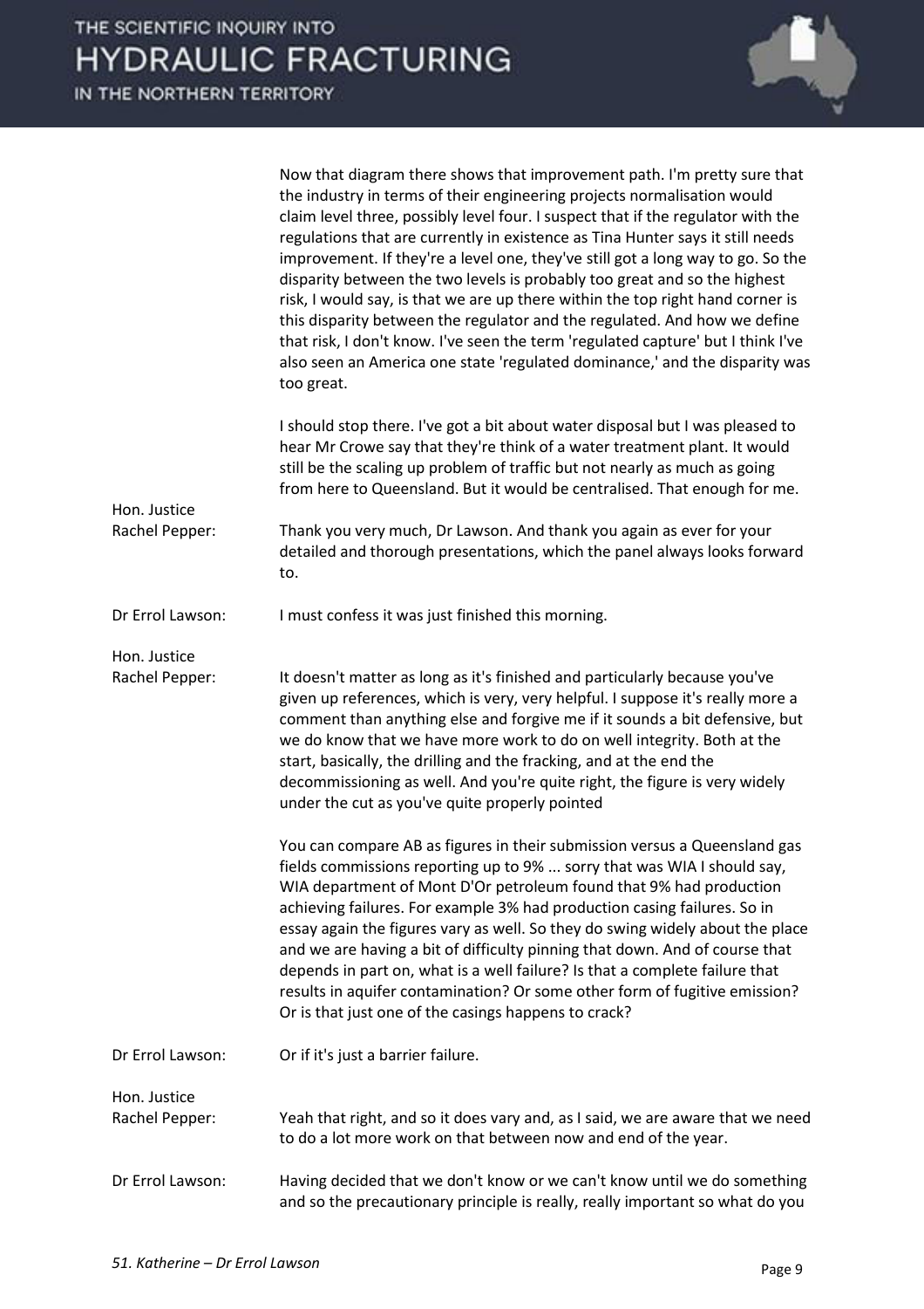Now that diagram there shows that improvement path. I'm pretty sure that the industry in terms of their engineering projects normalisation would claim level three, possibly level four. I suspect that if the regulator with the regulations that are currently in existence as Tina Hunter says it still needs improvement. If they're a level one, they've still got a long way to go. So the disparity between the two levels is probably too great and so the highest risk, I would say, is that we are up there within the top right hand corner is this disparity between the regulator and the regulated. And how we define that risk, I don't know. I've seen the term 'regulated capture' but I think I've also seen an America one state 'regulated dominance,' and the disparity was too great.

I should stop there. I've got a bit about water disposal but I was pleased to hear Mr Crowe say that they're think of a water treatment plant. It would still be the scaling up problem of traffic but not nearly as much as going from here to Queensland. But it would be centralised. That enough for me.

**Hon. Justice Rachel Pepper:** Thank you very much, Dr Lawson. And thank you again as ever for your detailed and thorough presentations, which the panel always looks forward to.

**Dr Errol Lawson:** I must confess it was just finished this morning.

**Hon. Justice Rachel Pepper:** It doesn't matter as long as it's finished and particularly because you've given up references, which is very, very helpful. I suppose it's really more a comment than anything else and forgive me if it sounds a bit defensive, but we do know that we have more work to do on well integrity. Both at the start, basically, the drilling and the fracking, and at the end the decommissioning as well. And you're quite right, the figure is very widely under the cut as you've quite properly pointed

You can compare AB as figures in their submission versus a Queensland gas fields commissions reporting up to 9% ... sorry that was WIA I should say, WIA department of Mont D'Or petroleum found that 9% had production achieving failures. For example 3% had production casing failures. So in essay again the figures vary as well. So they do swing widely about the place and we are having a bit of difficulty pinning that down. And of course that depends in part on, what is a well failure? Is that a complete failure that results in aquifer contamination? Or some other form of fugitive emission? Or is that just one of the casings happens to crack?

**Dr Errol Lawson:** Or if it's just a barrier failure.

**Hon. Justice Rachel Pepper:** Yeah that right, and so it does vary and, as I said, we are aware that we need to do a lot more work on that between now and end of the year.

**Dr Errol Lawson:** Having decided that we don't know or we can't know until we do something and so the precautionary principle is really, really important so what do you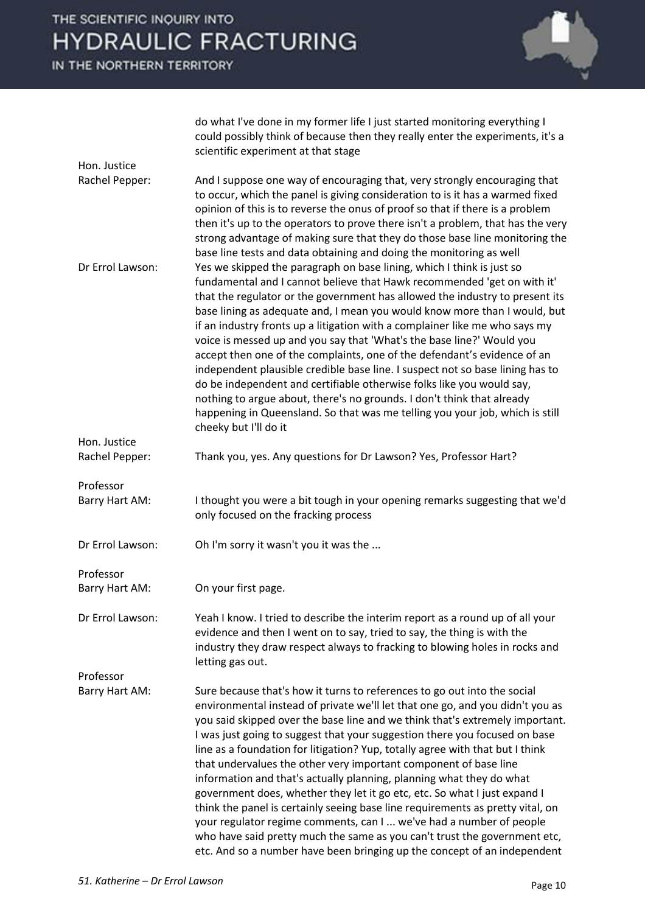do what I've done in my former life I just started monitoring everything I could possibly think of because then they really enter the experiments, it's a scientific experiment at that stage

**Hon. Justice Rachel Pepper:** And I suppose one way of encouraging that, very strongly encouraging that to occur, which the panel is giving consideration to is it has a warmed fixed opinion of this is to reverse the onus of proof so that if there is a problem then it's up to the operators to prove there isn't a problem, that has the very strong advantage of making sure that they do those base line monitoring the base line tests and data obtaining and doing the monitoring as well

**Dr Errol Lawson:** Yes we skipped the paragraph on base lining, which I think is just so fundamental and I cannot believe that Hawk recommended 'get on with it' that the regulator or the government has allowed the industry to present its base lining as adequate and, I mean you would know more than I would, but if an industry fronts up a litigation with a complainer like me who says my voice is messed up and you say that 'What's the base line?' Would you accept then one of the complaints, one of the defendant's evidence of an independent plausible credible base line. I suspect not so base lining has to do be independent and certifiable otherwise folks like you would say, nothing to argue about, there's no grounds. I don't think that already happening in Queensland. So that was me telling you your job, which is still cheeky but I'll do it

**Hon. Justice Rachel Pepper:** Thank you, yes. Any questions for Dr Lawson? Yes, Professor Hart?

**Professor Barry Hart AM:** I thought you were a bit tough in your opening remarks suggesting that we'd only focused on the fracking process

**Dr Errol Lawson:** Oh I'm sorry it wasn't you it was the ...

**Professor Barry Hart AM:** On your first page.

**Dr Errol Lawson:** Yeah I know. I tried to describe the interim report as a round up of all your evidence and then I went on to say, tried to say, the thing is with the industry they draw respect always to fracking to blowing holes in rocks and letting gas out.

**Professor Barry Hart AM:** Sure because that's how it turns to references to go out into the social environmental instead of private we'll let that one go, and you didn't you as you said skipped over the base line and we think that's extremely important. I was just going to suggest that your suggestion there you focused on base line as a foundation for litigation? Yup, totally agree with that but I think that undervalues the other very important component of base line information and that's actually planning, planning what they do what government does, whether they let it go etc, etc. So what I just expand I think the panel is certainly seeing base line requirements as pretty vital, on your regulator regime comments, can I ... we've had a number of people who have said pretty much the same as you can't trust the government etc, etc. And so a number have been bringing up the concept of an independent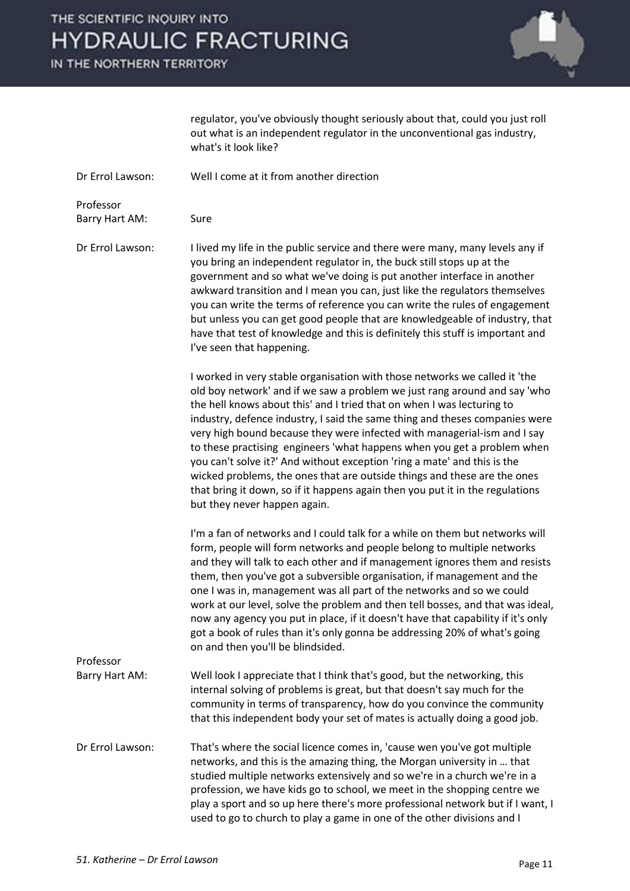regulator, you've obviously thought seriously about that, could you just roll out what is an independent regulator in the unconventional gas industry, what's it look like?

**Dr Errol Lawson:** Well I come at it from another direction

**Professor Barry Hart AM:** Sure

**Dr Errol Lawson:** I lived my life in the public service and there were many, many levels any if you bring an independent regulator in, the buck still stops up at the government and so what we've doing is put another interface in another awkward transition and I mean you can, just like the regulators themselves you can write the terms of reference you can write the rules of engagement but unless you can get good people that are knowledgeable of industry, that have that test of knowledge and this is definitely this stuff is important and I've seen that happening.

I worked in very stable organisation with those networks we called it 'the old boy network' and if we saw a problem we just rang around and say 'who the hell knows about this' and I tried that on when I was lecturing to industry, defence industry, I said the same thing and theses companies were very high bound because they were infected with managerial-ism and I say to these practising engineers 'what happens when you get a problem when you can't solve it?' And without exception 'ring a mate' and this is the wicked problems, the ones that are outside things and these are the ones that bring it down, so if it happens again then you put it in the regulations but they never happen again.

I'm a fan of networks and I could talk for a while on them but networks will form, people will form networks and people belong to multiple networks and they will talk to each other and if management ignores them and resists them, then you've got a subversible organisation, if management and the one I was in, management was all part of the networks and so we could work at our level, solve the problem and then tell bosses, and that was ideal, now any agency you put in place, if it doesn't have that capability if it's only got a book of rules than it's only gonna be addressing 20% of what's going on and then you'll be blindsided.

**Professor Barry Hart AM:** Well look I appreciate that I think that's good, but the networking, this internal solving of problems is great, but that doesn't say much for the community in terms of transparency, how do you convince the community that this independent body your set of mates is actually doing a good job.

**Dr Errol Lawson:** That's where the social licence comes in, 'cause wen you've got multiple networks, and this is the amazing thing, the Morgan university in … that studied multiple networks extensively and so we're in a church we're in a profession, we have kids go to school, we meet in the shopping centre we play a sport and so up here there's more professional network but if I want, I used to go to church to play a game in one of the other divisions and I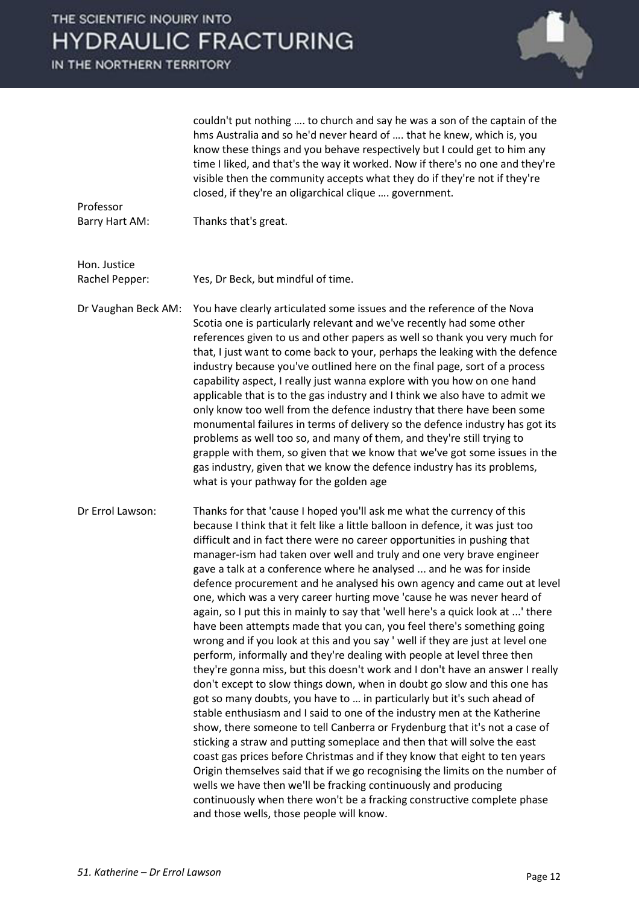couldn't put nothing …. to church and say he was a son of the captain of the hms Australia and so he'd never heard of …. that he knew, which is, you know these things and you behave respectively but I could get to him any time I liked, and that's the way it worked. Now if there's no one and they're visible then the community accepts what they do if they're not if they're closed, if they're an oligarchical clique …. government.

**Professor Barry Hart AM:** Thanks that's great.

**Hon. Justice Rachel Pepper:** Yes, Dr Beck, but mindful of time.

**Dr Vaughan Beck AM:** You have clearly articulated some issues and the reference of the Nova Scotia one is particularly relevant and we've recently had some other references given to us and other papers as well so thank you very much for that, I just want to come back to your, perhaps the leaking with the defence industry because you've outlined here on the final page, sort of a process capability aspect, I really just wanna explore with you how on one hand applicable that is to the gas industry and I think we also have to admit we only know too well from the defence industry that there have been some monumental failures in terms of delivery so the defence industry has got its problems as well too so, and many of them, and they're still trying to grapple with them, so given that we know that we've got some issues in the gas industry, given that we know the defence industry has its problems, what is your pathway for the golden age

**Dr Errol Lawson:** Thanks for that 'cause I hoped you'll ask me what the currency of this because I think that it felt like a little balloon in defence, it was just too difficult and in fact there were no career opportunities in pushing that manager-ism had taken over well and truly and one very brave engineer gave a talk at a conference where he analysed ... and he was for inside defence procurement and he analysed his own agency and came out at level one, which was a very career hurting move 'cause he was never heard of again, so I put this in mainly to say that 'well here's a quick look at ...' there have been attempts made that you can, you feel there's something going wrong and if you look at this and you say ' well if they are just at level one perform, informally and they're dealing with people at level three then they're gonna miss, but this doesn't work and I don't have an answer I really don't except to slow things down, when in doubt go slow and this one has got so many doubts, you have to … in particularly but it's such ahead of stable enthusiasm and I said to one of the industry men at the Katherine show, there someone to tell Canberra or Frydenburg that it's not a case of sticking a straw and putting someplace and then that will solve the east coast gas prices before Christmas and if they know that eight to ten years Origin themselves said that if we go recognising the limits on the number of wells we have then we'll be fracking continuously and producing continuously when there won't be a fracking constructive complete phase and those wells, those people will know.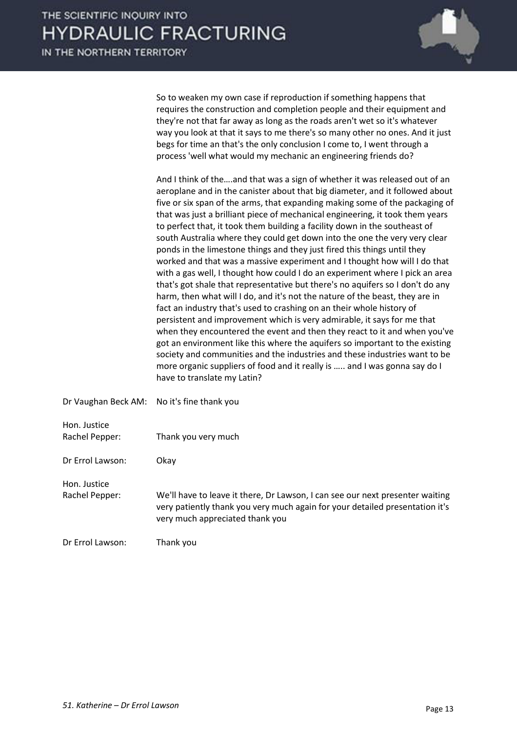So to weaken my own case if reproduction if something happens that requires the construction and completion people and their equipment and they're not that far away as long as the roads aren't wet so it's whatever way you look at that it says to me there's so many other no ones. And it just begs for time an that's the only conclusion I come to, I went through a process 'well what would my mechanic an engineering friends do?

And I think of the….and that was a sign of whether it was released out of an aeroplane and in the canister about that big diameter, and it followed about five or six span of the arms, that expanding making some of the packaging of that was just a brilliant piece of mechanical engineering, it took them years to perfect that, it took them building a facility down in the southeast of south Australia where they could get down into the one the very very clear ponds in the limestone things and they just fired this things until they worked and that was a massive experiment and I thought how will I do that with a gas well, I thought how could I do an experiment where I pick an area that's got shale that representative but there's no aquifers so I don't do any harm, then what will I do, and it's not the nature of the beast, they are in fact an industry that's used to crashing on an their whole history of persistent and improvement which is very admirable, it says for me that when they encountered the event and then they react to it and when you've got an environment like this where the aquifers so important to the existing society and communities and the industries and these industries want to be more organic suppliers of food and it really is ….. and I was gonna say do I have to translate my Latin?

Dr Vaughan Beck AM: No it's fine thank you

Hon. Justice Rachel Pepper: Thank you very much

Dr Errol Lawson: Okay

Hon. Justice Rachel Pepper: We'll have to leave it there, Dr Lawson, I can see our next presenter waiting very patiently thank you very much again for your detailed presentation it's very much appreciated thank you

Dr Errol Lawson: Thank you